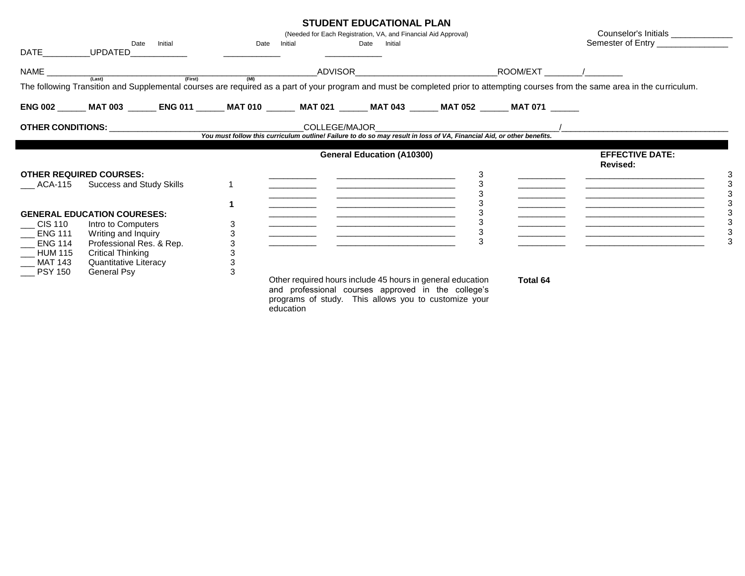# STUDENT EDUCATIONAL PLAN

(Needed for Each Registration, VA, and Financial Aid Approval)

Counselor's Initials ____________

Semester of Entry ______________

DATE__________UPDATED____________ (Date Initial) ____________ (Date Initial) ____________ (Date Initial)

NAME ______________________ (Last) ______________________ (First) ______ (MI) ADVISOR______________________________ROOM/EXT ________/________

The following Transition and Supplemental courses are required as a part of your program and must be completed prior to attempting courses from the same area in the curriculum.

**ENG 002** ______ **MAT 003** ______ **ENG 011** ______ **MAT 010** ______ **MAT 021** ______ **MAT 043** ______ **MAT 052** ______ **MAT 071** ______

**OTHER CONDITIONS:** ________________________________________COLLEGE/MAJOR_______________________________________/____________________________________

***You must follow this curriculum outline! Failure to do so may result in loss of VA, Financial Aid, or other benefits.***

## General Education (A10300)

**EFFECTIVE DATE:**
**Revised:**

**OTHER REQUIRED COURSES:**

| | Course | Title | Credits |
|---|---|---|---|
| ___ | ACA-115 | Success and Study Skills | 1 |
| | | | **1** |

**GENERAL EDUCATION COURESES:**

| | Course | Title | Credits |
|---|---|---|---|
| ___ | CIS 110 | Intro to Computers | 3 |
| ___ | ENG 111 | Writing and Inquiry | 3 |
| ___ | ENG 114 | Professional Res. & Rep. | 3 |
| ___ | HUM 115 | Critical Thinking | 3 |
| ___ | MAT 143 | Quantitative Literacy | 3 |
| ___ | PSY 150 | General Psy | 3 |

| Course | Title | Credits | Course | Title | Credits |
|---|---|---|---|---|---|
| __________ | _________________________ | 3 | __________ | _________________________ | 3 |
| __________ | _________________________ | 3 | __________ | _________________________ | 3 |
| __________ | _________________________ | 3 | __________ | _________________________ | 3 |
| __________ | _________________________ | 3 | __________ | _________________________ | 3 |
| __________ | _________________________ | 3 | __________ | _________________________ | 3 |
| __________ | _________________________ | 3 | __________ | _________________________ | 3 |
| __________ | _________________________ | 3 | __________ | _________________________ | 3 |
| __________ | _________________________ | 3 | __________ | _________________________ | 3 |

Other required hours include 45 hours in general education and professional courses approved in the college's programs of study. This allows you to customize your education

**Total 64**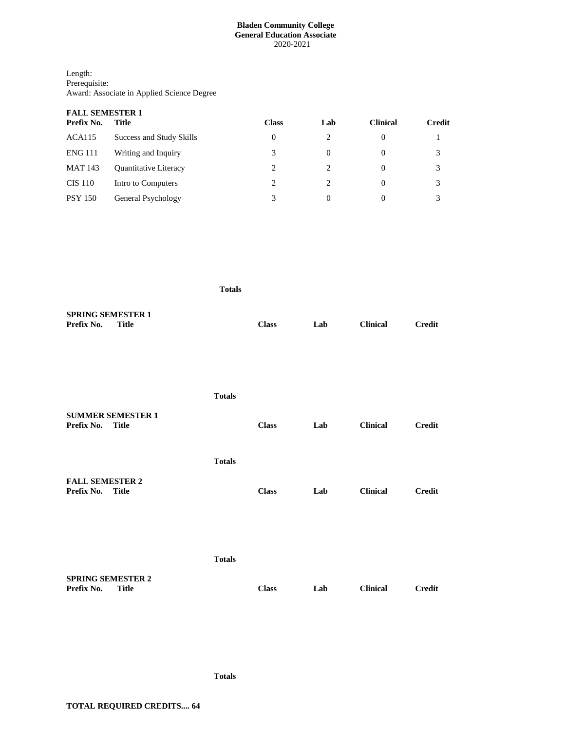**Bladen Community College**
**General Education Associate**
2020-2021

Length:
Prerequisite:
Award: Associate in Applied Science Degree

**FALL SEMESTER 1**

| Prefix No. | Title | Class | Lab | Clinical | Credit |
|---|---|---|---|---|---|
| ACA115 | Success and Study Skills | 0 | 2 | 0 | 1 |
| ENG 111 | Writing and Inquiry | 3 | 0 | 0 | 3 |
| MAT 143 | Quantitative Literacy | 2 | 2 | 0 | 3 |
| CIS 110 | Intro to Computers | 2 | 2 | 0 | 3 |
| PSY 150 | General Psychology | 3 | 0 | 0 | 3 |
| | **Totals** | | | | |

**SPRING SEMESTER 1**

| Prefix No. | Title | Class | Lab | Clinical | Credit |
|---|---|---|---|---|---|
| | **Totals** | | | | |

**SUMMER SEMESTER 1**

| Prefix No. | Title | Class | Lab | Clinical | Credit |
|---|---|---|---|---|---|
| | **Totals** | | | | |

**FALL SEMESTER 2**

| Prefix No. | Title | Class | Lab | Clinical | Credit |
|---|---|---|---|---|---|
| | **Totals** | | | | |

**SPRING SEMESTER 2**

| Prefix No. | Title | Class | Lab | Clinical | Credit |
|---|---|---|---|---|---|
| | **Totals** | | | | |

**TOTAL REQUIRED CREDITS.... 64**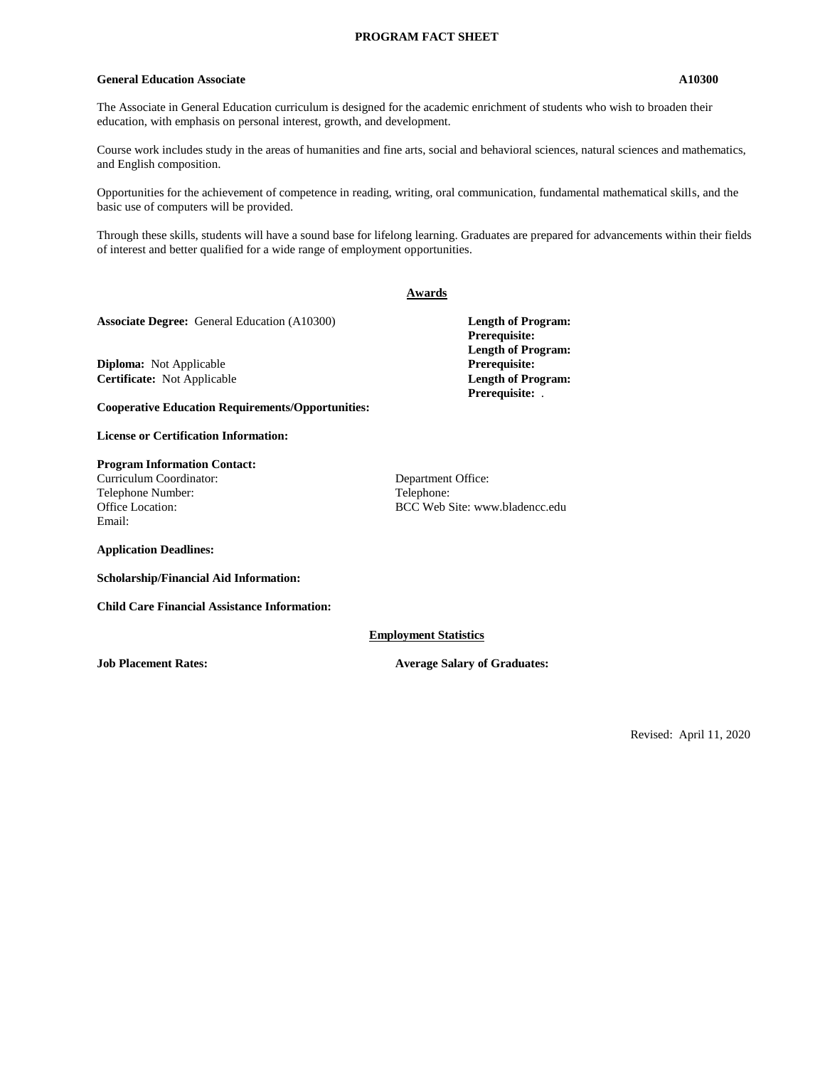# PROGRAM FACT SHEET

**General Education Associate** **A10300**

The Associate in General Education curriculum is designed for the academic enrichment of students who wish to broaden their education, with emphasis on personal interest, growth, and development.

Course work includes study in the areas of humanities and fine arts, social and behavioral sciences, natural sciences and mathematics, and English composition.

Opportunities for the achievement of competence in reading, writing, oral communication, fundamental mathematical skills, and the basic use of computers will be provided.

Through these skills, students will have a sound base for lifelong learning. Graduates are prepared for advancements within their fields of interest and better qualified for a wide range of employment opportunities.

## Awards

**Associate Degree:** General Education (A10300)
**Length of Program:**
**Prerequisite:**

**Diploma:** Not Applicable
**Length of Program:**
**Prerequisite:**

**Certificate:** Not Applicable
**Length of Program:**
**Prerequisite:** .

**Cooperative Education Requirements/Opportunities:**

**License or Certification Information:**

**Program Information Contact:**

Curriculum Coordinator:
Telephone Number:
Office Location:
Email:

Department Office:
Telephone:
BCC Web Site: www.bladencc.edu

**Application Deadlines:**

**Scholarship/Financial Aid Information:**

**Child Care Financial Assistance Information:**

## Employment Statistics

**Job Placement Rates:**

**Average Salary of Graduates:**

Revised: April 11, 2020